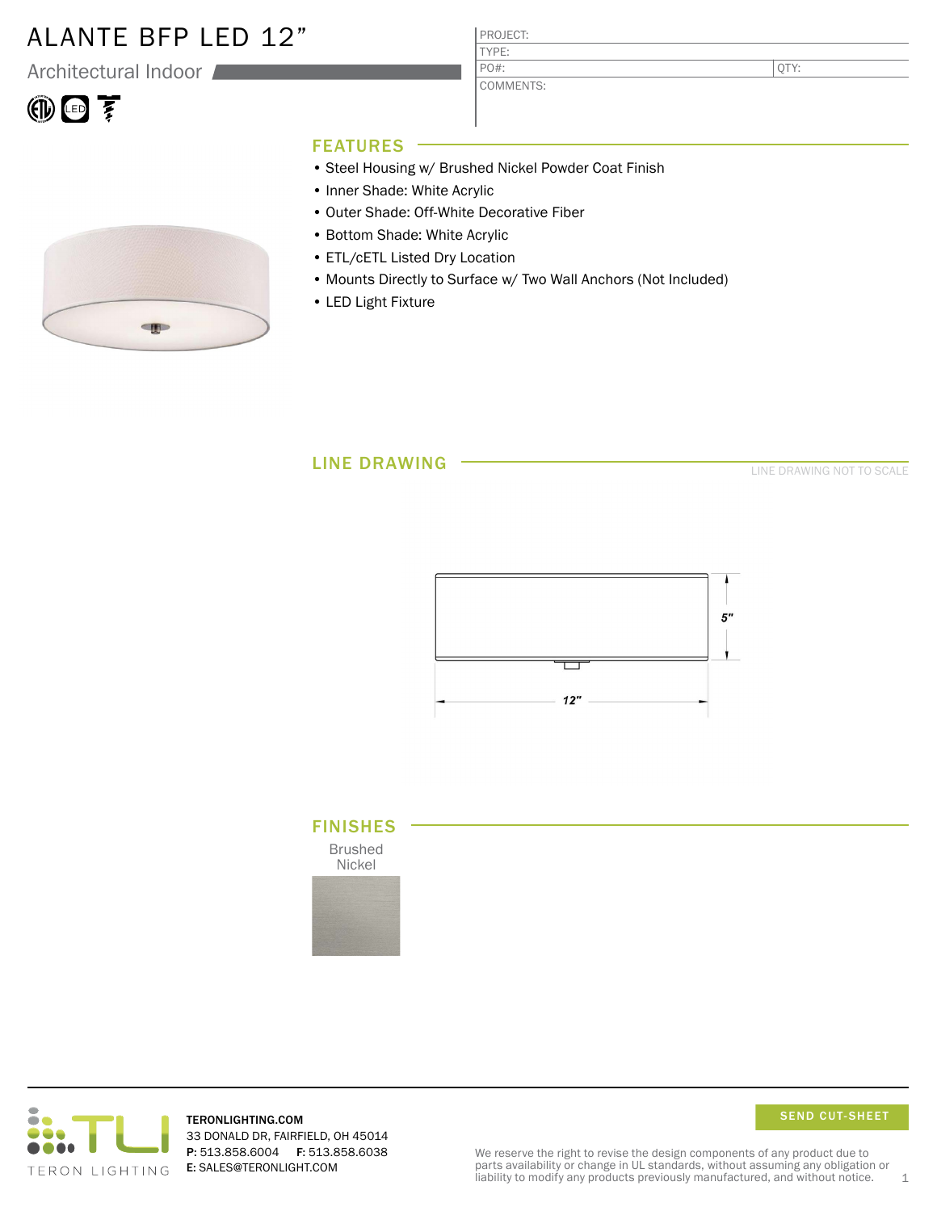# ALANTE BFP LED 12"

Architectural Indoor

| PROJECT: | |
|---|---|
| TYPE: | |
| PO#: | QTY: |
| COMMENTS: | |

## FEATURES

- Steel Housing w/ Brushed Nickel Powder Coat Finish
- Inner Shade: White Acrylic
- Outer Shade: Off-White Decorative Fiber
- Bottom Shade: White Acrylic
- ETL/cETL Listed Dry Location
- Mounts Directly to Surface w/ Two Wall Anchors (Not Included)
- LED Light Fixture

## LINE DRAWING

LINE DRAWING NOT TO SCALE

5"

12"

## FINISHES

Brushed Nickel

TERONLIGHTING.COM
33 DONALD DR, FAIRFIELD, OH 45014
**P:** 513.858.6004 **F:** 513.858.6038
**E:** SALES@TERONLIGHT.COM

SEND CUT-SHEET

We reserve the right to revise the design components of any product due to parts availability or change in UL standards, without assuming any obligation or liability to modify any products previously manufactured, and without notice.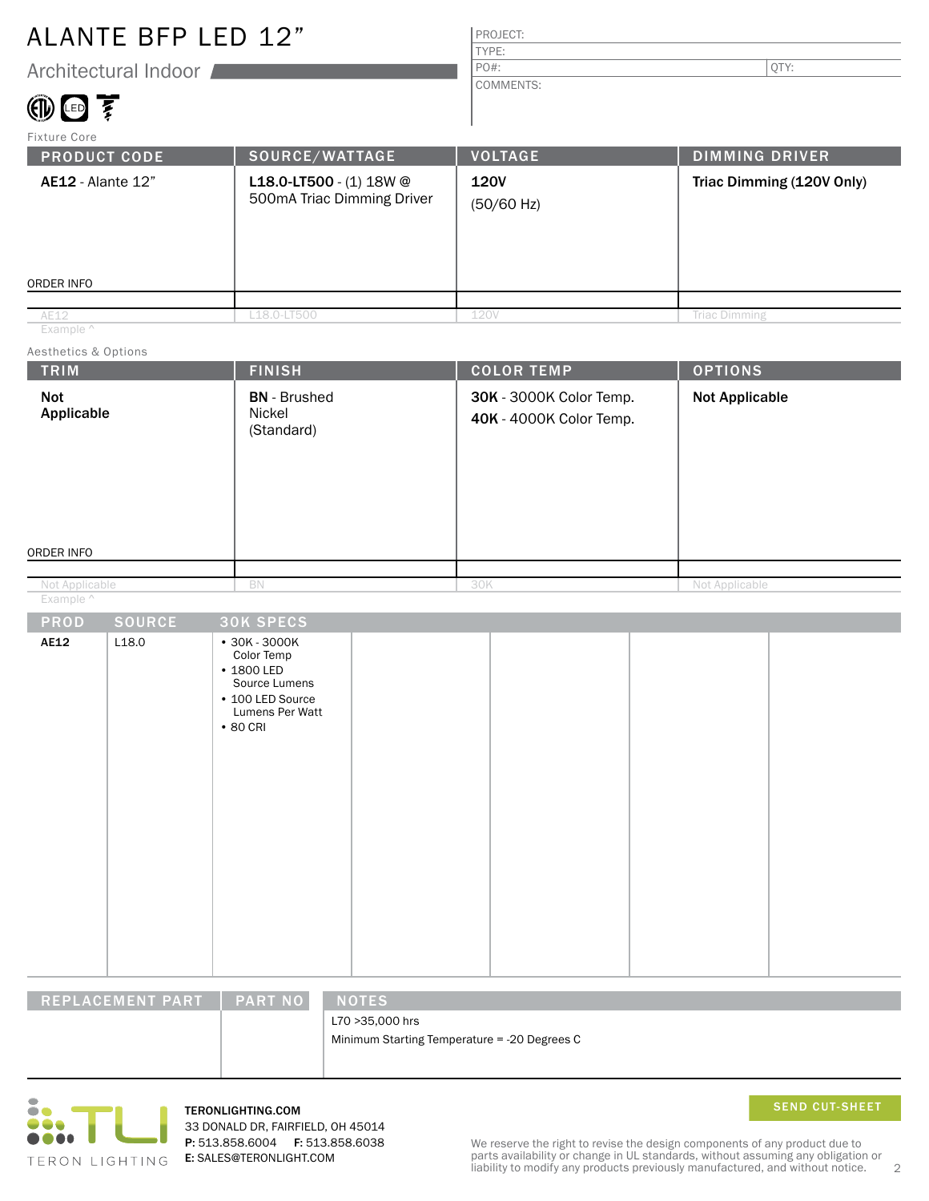# ALANTE BFP LED 12”

## Architectual Indoor

| | |
|---|---|
| PROJECT: | |
| TYPE: | |
| PO#: | QTY: |
| COMMENTS: | |

### Fixture Core

| PRODUCT CODE | SOURCE/WATTAGE | VOLTAGE | DIMMING DRIVER |
|---|---|---|---|
| **AE12** - Alante 12” | **L18.0-LT500** - (1) 18W @ 500mA Triac Dimming Driver | **120V** (50/60 Hz) | **Triac Dimming (120V Only)** |
| ORDER INFO | | | |
| AE12 | L18.0-LT500 | 120V | Triac Dimming |

Example ^

### Aesthetics & Options

| TRIM | FINISH | COLOR TEMP | OPTIONS |
|---|---|---|---|
| **Not Applicable** | **BN** - Brushed Nickel (Standard) | **30K** - 3000K Color Temp.<br>**40K** - 4000K Color Temp. | **Not Applicable** |
| ORDER INFO | | | |
| Not Applicable | BN | 30K | Not Applicable |

Example ^

| PROD | SOURCE | 30K SPECS |
|---|---|---|
| **AE12** | L18.0 | • 30K - 3000K Color Temp<br>• 1800 LED Source Lumens<br>• 100 LED Source Lumens Per Watt<br>• 80 CRI |

| REPLACEMENT PART | PART NO | NOTES |
|---|---|---|
| | | L70 >35,000 hrs<br>Minimum Starting Temperature = -20 Degrees C |

TERON LIGHTING

**TERONLIGHTING.COM**
33 DONALD DR, FAIRFIELD, OH 45014
**P:** 513.858.6004 **F:** 513.858.6038
**E:** SALES@TERONLIGHT.COM

SEND CUT-SHEET

We reserve the right to revise the design components of any product due to parts availability or change in UL standards, without assuming any obligation or liability to modify any products previously manufactured, and without notice.